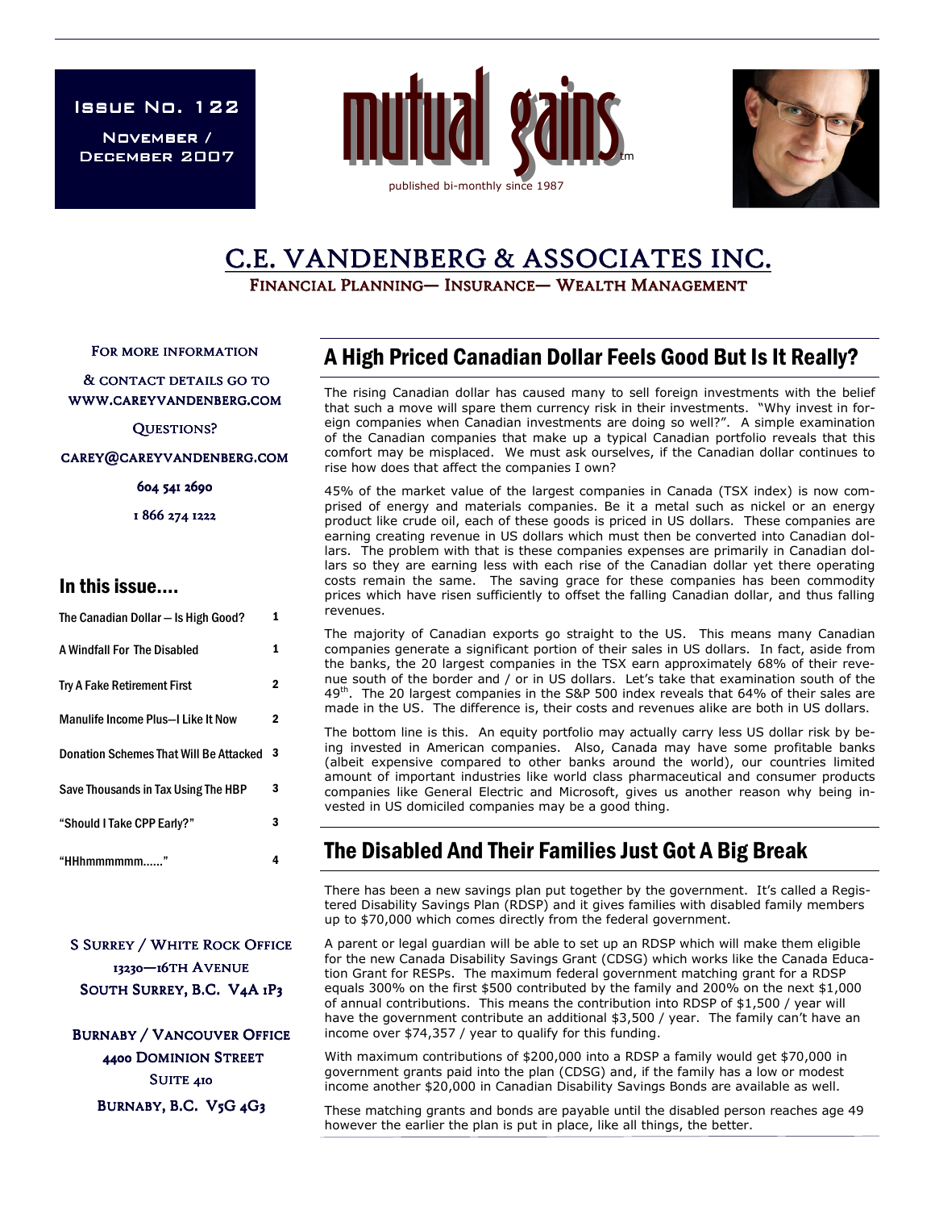Issue No. 122

November / December 2007

# mutual gains™

published bi-monthly since 1987

# C.E. VANDENBERG & ASSOCIATES INC.

FINANCIAL PLANNING— INSURANCE— WEALTH MANAGEMENT

FOR MORE INFORMATION

& CONTACT DETAILS GO TO WWW.CAREYVANDENBERG.COM

QUESTIONS?

CAREY@CAREYVANDENBERG.COM

604 541 2690

1 866 274 1222

## In this issue....

| | |
|---|---|
| The Canadian Dollar – Is High Good? | 1 |
| A Windfall For The Disabled | 1 |
| Try A Fake Retirement First | 2 |
| Manulife Income Plus—I Like It Now | 2 |
| Donation Schemes That Will Be Attacked | 3 |
| Save Thousands in Tax Using The HBP | 3 |
| "Should I Take CPP Early?" | 3 |
| "HHhmmmmmm......" | 4 |

S SURREY / WHITE ROCK OFFICE
13230—16TH AVENUE
SOUTH SURREY, B.C. V4A 1P3

BURNABY / VANCOUVER OFFICE
4400 DOMINION STREET
SUITE 410
BURNABY, B.C. V5G 4G3

## A High Priced Canadian Dollar Feels Good But Is It Really?

The rising Canadian dollar has caused many to sell foreign investments with the belief that such a move will spare them currency risk in their investments. "Why invest in foreign companies when Canadian investments are doing so well?". A simple examination of the Canadian companies that make up a typical Canadian portfolio reveals that this comfort may be misplaced. We must ask ourselves, if the Canadian dollar continues to rise how does that affect the companies I own?

45% of the market value of the largest companies in Canada (TSX index) is now comprised of energy and materials companies. Be it a metal such as nickel or an energy product like crude oil, each of these goods is priced in US dollars. These companies are earning creating revenue in US dollars which must then be converted into Canadian dollars. The problem with that is these companies expenses are primarily in Canadian dollars so they are earning less with each rise of the Canadian dollar yet there operating costs remain the same. The saving grace for these companies has been commodity prices which have risen sufficiently to offset the falling Canadian dollar, and thus falling revenues.

The majority of Canadian exports go straight to the US. This means many Canadian companies generate a significant portion of their sales in US dollars. In fact, aside from the banks, the 20 largest companies in the TSX earn approximately 68% of their revenue south of the border and / or in US dollars. Let's take that examination south of the 49th. The 20 largest companies in the S&P 500 index reveals that 64% of their sales are made in the US. The difference is, their costs and revenues alike are both in US dollars.

The bottom line is this. An equity portfolio may actually carry less US dollar risk by being invested in American companies. Also, Canada may have some profitable banks (albeit expensive compared to other banks around the world), our countries limited amount of important industries like world class pharmaceutical and consumer products companies like General Electric and Microsoft, gives us another reason why being invested in US domiciled companies may be a good thing.

## The Disabled And Their Families Just Got A Big Break

There has been a new savings plan put together by the government. It's called a Registered Disability Savings Plan (RDSP) and it gives families with disabled family members up to $70,000 which comes directly from the federal government.

A parent or legal guardian will be able to set up an RDSP which will make them eligible for the new Canada Disability Savings Grant (CDSG) which works like the Canada Education Grant for RESPs. The maximum federal government matching grant for a RDSP equals 300% on the first $500 contributed by the family and 200% on the next $1,000 of annual contributions. This means the contribution into RDSP of $1,500 / year will have the government contribute an additional $3,500 / year. The family can't have an income over $74,357 / year to qualify for this funding.

With maximum contributions of $200,000 into a RDSP a family would get $70,000 in government grants paid into the plan (CDSG) and, if the family has a low or modest income another $20,000 in Canadian Disability Savings Bonds are available as well.

These matching grants and bonds are payable until the disabled person reaches age 49 however the earlier the plan is put in place, like all things, the better.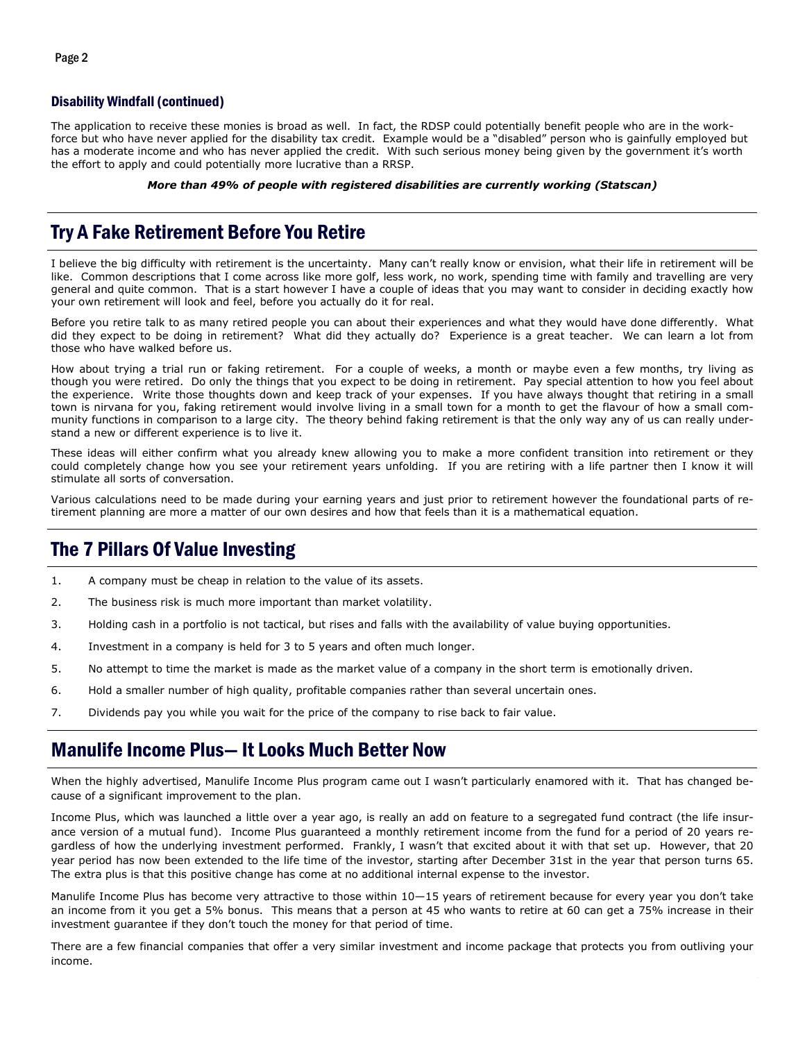### Disability Windfall (continued)

The application to receive these monies is broad as well. In fact, the RDSP could potentially benefit people who are in the workforce but who have never applied for the disability tax credit. Example would be a "disabled" person who is gainfully employed but has a moderate income and who has never applied the credit. With such serious money being given by the government it's worth the effort to apply and could potentially more lucrative than a RRSP.

***More than 49% of people with registered disabilities are currently working (Statscan)***

## Try A Fake Retirement Before You Retire

I believe the big difficulty with retirement is the uncertainty. Many can't really know or envision, what their life in retirement will be like. Common descriptions that I come across like more golf, less work, no work, spending time with family and travelling are very general and quite common. That is a start however I have a couple of ideas that you may want to consider in deciding exactly how your own retirement will look and feel, before you actually do it for real.

Before you retire talk to as many retired people you can about their experiences and what they would have done differently. What did they expect to be doing in retirement? What did they actually do? Experience is a great teacher. We can learn a lot from those who have walked before us.

How about trying a trial run or faking retirement. For a couple of weeks, a month or maybe even a few months, try living as though you were retired. Do only the things that you expect to be doing in retirement. Pay special attention to how you feel about the experience. Write those thoughts down and keep track of your expenses. If you have always thought that retiring in a small town is nirvana for you, faking retirement would involve living in a small town for a month to get the flavour of how a small community functions in comparison to a large city. The theory behind faking retirement is that the only way any of us can really understand a new or different experience is to live it.

These ideas will either confirm what you already knew allowing you to make a more confident transition into retirement or they could completely change how you see your retirement years unfolding. If you are retiring with a life partner then I know it will stimulate all sorts of conversation.

Various calculations need to be made during your earning years and just prior to retirement however the foundational parts of retirement planning are more a matter of our own desires and how that feels than it is a mathematical equation.

## The 7 Pillars Of Value Investing

1. A company must be cheap in relation to the value of its assets.
2. The business risk is much more important than market volatility.
3. Holding cash in a portfolio is not tactical, but rises and falls with the availability of value buying opportunities.
4. Investment in a company is held for 3 to 5 years and often much longer.
5. No attempt to time the market is made as the market value of a company in the short term is emotionally driven.
6. Hold a smaller number of high quality, profitable companies rather than several uncertain ones.
7. Dividends pay you while you wait for the price of the company to rise back to fair value.

## Manulife Income Plus— It Looks Much Better Now

When the highly advertised, Manulife Income Plus program came out I wasn't particularly enamored with it. That has changed because of a significant improvement to the plan.

Income Plus, which was launched a little over a year ago, is really an add on feature to a segregated fund contract (the life insurance version of a mutual fund). Income Plus guaranteed a monthly retirement income from the fund for a period of 20 years regardless of how the underlying investment performed. Frankly, I wasn't that excited about it with that set up. However, that 20 year period has now been extended to the life time of the investor, starting after December 31st in the year that person turns 65. The extra plus is that this positive change has come at no additional internal expense to the investor.

Manulife Income Plus has become very attractive to those within 10—15 years of retirement because for every year you don't take an income from it you get a 5% bonus. This means that a person at 45 who wants to retire at 60 can get a 75% increase in their investment guarantee if they don't touch the money for that period of time.

There are a few financial companies that offer a very similar investment and income package that protects you from outliving your income.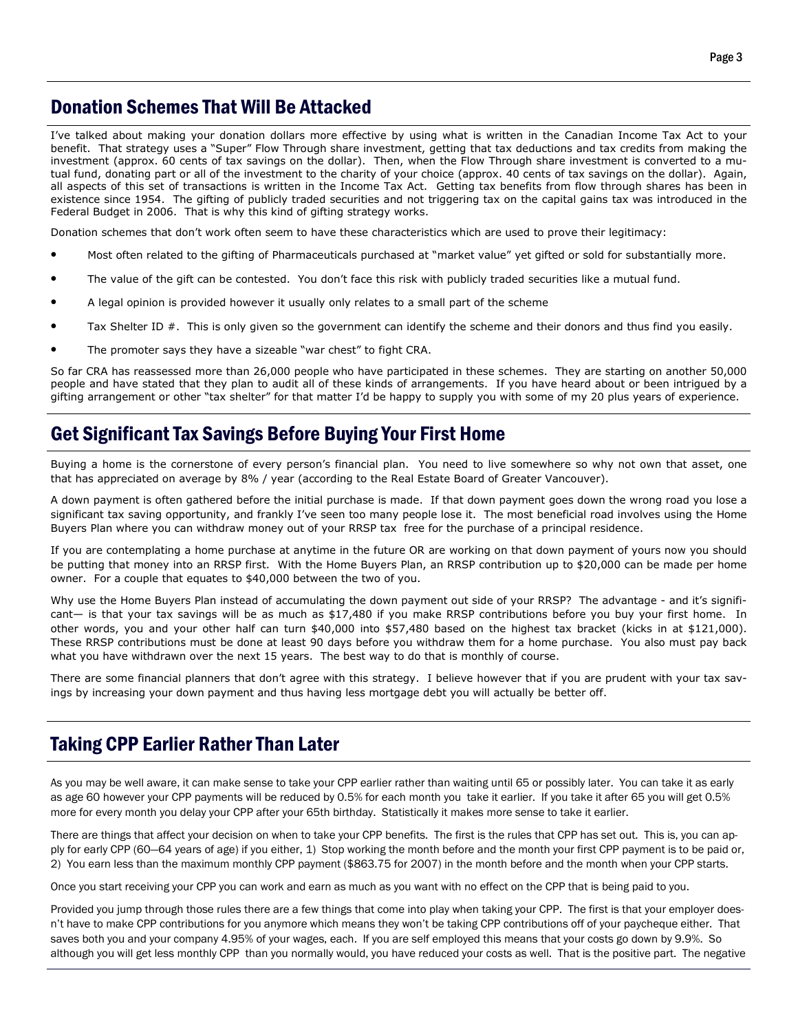## Donation Schemes That Will Be Attacked

I've talked about making your donation dollars more effective by using what is written in the Canadian Income Tax Act to your benefit. That strategy uses a "Super" Flow Through share investment, getting that tax deductions and tax credits from making the investment (approx. 60 cents of tax savings on the dollar). Then, when the Flow Through share investment is converted to a mutual fund, donating part or all of the investment to the charity of your choice (approx. 40 cents of tax savings on the dollar). Again, all aspects of this set of transactions is written in the Income Tax Act. Getting tax benefits from flow through shares has been in existence since 1954. The gifting of publicly traded securities and not triggering tax on the capital gains tax was introduced in the Federal Budget in 2006. That is why this kind of gifting strategy works.

Donation schemes that don't work often seem to have these characteristics which are used to prove their legitimacy:

- Most often related to the gifting of Pharmaceuticals purchased at "market value" yet gifted or sold for substantially more.
- The value of the gift can be contested. You don't face this risk with publicly traded securities like a mutual fund.
- A legal opinion is provided however it usually only relates to a small part of the scheme
- Tax Shelter ID #. This is only given so the government can identify the scheme and their donors and thus find you easily.
- The promoter says they have a sizeable "war chest" to fight CRA.

So far CRA has reassessed more than 26,000 people who have participated in these schemes. They are starting on another 50,000 people and have stated that they plan to audit all of these kinds of arrangements. If you have heard about or been intrigued by a gifting arrangement or other "tax shelter" for that matter I'd be happy to supply you with some of my 20 plus years of experience.

## Get Significant Tax Savings Before Buying Your First Home

Buying a home is the cornerstone of every person's financial plan. You need to live somewhere so why not own that asset, one that has appreciated on average by 8% / year (according to the Real Estate Board of Greater Vancouver).

A down payment is often gathered before the initial purchase is made. If that down payment goes down the wrong road you lose a significant tax saving opportunity, and frankly I've seen too many people lose it. The most beneficial road involves using the Home Buyers Plan where you can withdraw money out of your RRSP tax free for the purchase of a principal residence.

If you are contemplating a home purchase at anytime in the future OR are working on that down payment of yours now you should be putting that money into an RRSP first. With the Home Buyers Plan, an RRSP contribution up to $20,000 can be made per home owner. For a couple that equates to $40,000 between the two of you.

Why use the Home Buyers Plan instead of accumulating the down payment out side of your RRSP? The advantage - and it's significant— is that your tax savings will be as much as $17,480 if you make RRSP contributions before you buy your first home. In other words, you and your other half can turn $40,000 into $57,480 based on the highest tax bracket (kicks in at $121,000). These RRSP contributions must be done at least 90 days before you withdraw them for a home purchase. You also must pay back what you have withdrawn over the next 15 years. The best way to do that is monthly of course.

There are some financial planners that don't agree with this strategy. I believe however that if you are prudent with your tax savings by increasing your down payment and thus having less mortgage debt you will actually be better off.

## Taking CPP Earlier Rather Than Later

As you may be well aware, it can make sense to take your CPP earlier rather than waiting until 65 or possibly later. You can take it as early as age 60 however your CPP payments will be reduced by 0.5% for each month you take it earlier. If you take it after 65 you will get 0.5% more for every month you delay your CPP after your 65th birthday. Statistically it makes more sense to take it earlier.

There are things that affect your decision on when to take your CPP benefits. The first is the rules that CPP has set out. This is, you can apply for early CPP (60—64 years of age) if you either, 1) Stop working the month before and the month your first CPP payment is to be paid or, 2) You earn less than the maximum monthly CPP payment ($863.75 for 2007) in the month before and the month when your CPP starts.

Once you start receiving your CPP you can work and earn as much as you want with no effect on the CPP that is being paid to you.

Provided you jump through those rules there are a few things that come into play when taking your CPP. The first is that your employer doesn't have to make CPP contributions for you anymore which means they won't be taking CPP contributions off of your paycheque either. That saves both you and your company 4.95% of your wages, each. If you are self employed this means that your costs go down by 9.9%. So although you will get less monthly CPP than you normally would, you have reduced your costs as well. That is the positive part. The negative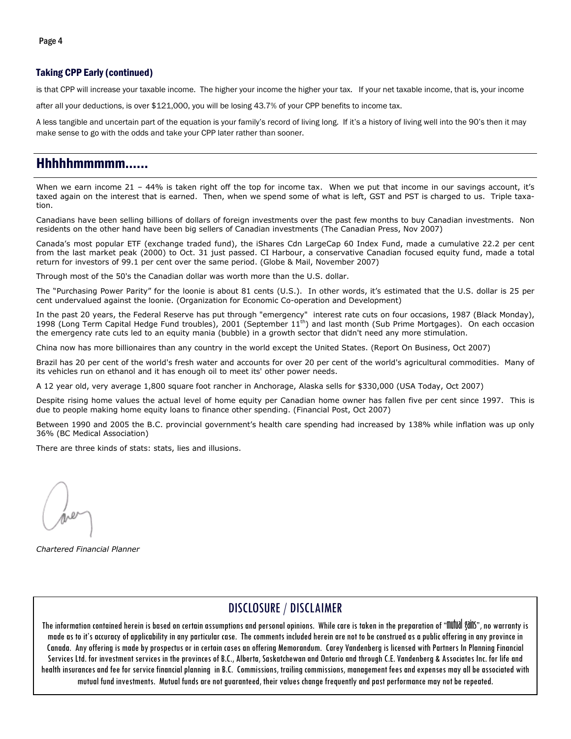### Taking CPP Early (continued)

is that CPP will increase your taxable income. The higher your income the higher your tax. If your net taxable income, that is, your income after all your deductions, is over $121,000, you will be losing 43.7% of your CPP benefits to income tax.

A less tangible and uncertain part of the equation is your family's record of living long. If it's a history of living well into the 90's then it may make sense to go with the odds and take your CPP later rather than sooner.

## Hhhhhmmmmm......

When we earn income 21 – 44% is taken right off the top for income tax. When we put that income in our savings account, it's taxed again on the interest that is earned. Then, when we spend some of what is left, GST and PST is charged to us. Triple taxation.

Canadians have been selling billions of dollars of foreign investments over the past few months to buy Canadian investments. Non residents on the other hand have been big sellers of Canadian investments (The Canadian Press, Nov 2007)

Canada's most popular ETF (exchange traded fund), the iShares Cdn LargeCap 60 Index Fund, made a cumulative 22.2 per cent from the last market peak (2000) to Oct. 31 just passed. CI Harbour, a conservative Canadian focused equity fund, made a total return for investors of 99.1 per cent over the same period. (Globe & Mail, November 2007)

Through most of the 50's the Canadian dollar was worth more than the U.S. dollar.

The "Purchasing Power Parity" for the loonie is about 81 cents (U.S.). In other words, it's estimated that the U.S. dollar is 25 per cent undervalued against the loonie. (Organization for Economic Co-operation and Development)

In the past 20 years, the Federal Reserve has put through "emergency" interest rate cuts on four occasions, 1987 (Black Monday), 1998 (Long Term Capital Hedge Fund troubles), 2001 (September 11th) and last month (Sub Prime Mortgages). On each occasion the emergency rate cuts led to an equity mania (bubble) in a growth sector that didn't need any more stimulation.

China now has more billionaires than any country in the world except the United States. (Report On Business, Oct 2007)

Brazil has 20 per cent of the world's fresh water and accounts for over 20 per cent of the world's agricultural commodities. Many of its vehicles run on ethanol and it has enough oil to meet its' other power needs.

A 12 year old, very average 1,800 square foot rancher in Anchorage, Alaska sells for $330,000 (USA Today, Oct 2007)

Despite rising home values the actual level of home equity per Canadian home owner has fallen five per cent since 1997. This is due to people making home equity loans to finance other spending. (Financial Post, Oct 2007)

Between 1990 and 2005 the B.C. provincial government's health care spending had increased by 138% while inflation was up only 36% (BC Medical Association)

There are three kinds of stats: stats, lies and illusions.

Carey

*Chartered Financial Planner*

## DISCLOSURE / DISCLAIMER

The information contained herein is based on certain assumptions and personal opinions. While care is taken in the preparation of "mutual gains", no warranty is made as to it's accuracy of applicability in any particular case. The comments included herein are not to be construed as a public offering in any province in Canada. Any offering is made by prospectus or in certain cases an offering Memorandum. Carey Vandenberg is licensed with Partners In Planning Financial Services Ltd. for investment services in the provinces of B.C., Alberta, Saskatchewan and Ontario and through C.E. Vandenberg & Associates Inc. for life and health insurances and fee for service financial planning in B.C. Commissions, trailing commissions, management fees and expenses may all be associated with mutual fund investments. Mutual funds are not guaranteed, their values change frequently and past performance may not be repeated.